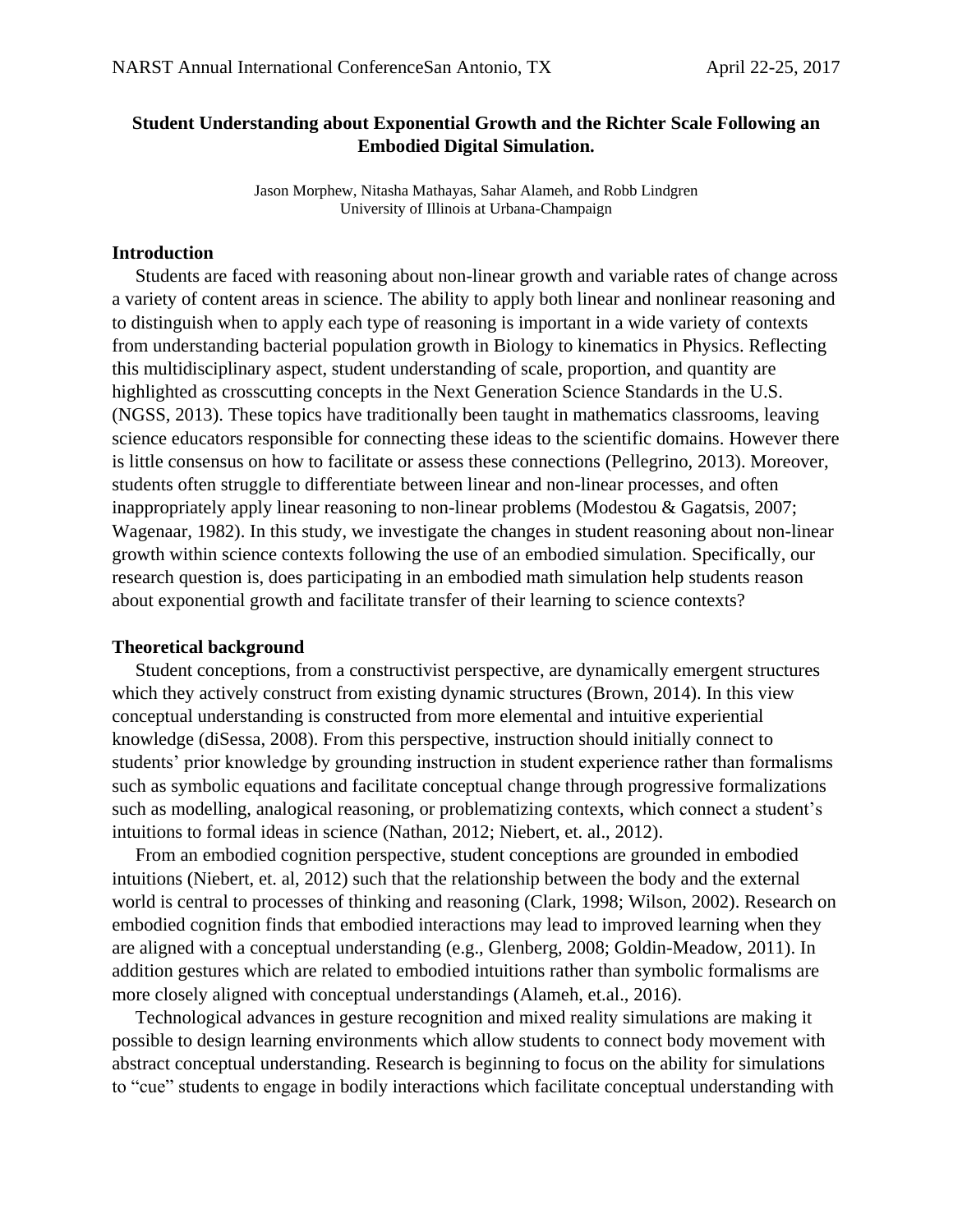# Student Understanding about Exponential Growth and the Richter Scale Following an Embodied Digital Simulation.

Jason Morphew, Nitasha Mathayas, Sahar Alameh, and Robb Lindgren
University of Illinois at Urbana-Champaign

## Introduction

Students are faced with reasoning about non-linear growth and variable rates of change across a variety of content areas in science. The ability to apply both linear and nonlinear reasoning and to distinguish when to apply each type of reasoning is important in a wide variety of contexts from understanding bacterial population growth in Biology to kinematics in Physics. Reflecting this multidisciplinary aspect, student understanding of scale, proportion, and quantity are highlighted as crosscutting concepts in the Next Generation Science Standards in the U.S. (NGSS, 2013). These topics have traditionally been taught in mathematics classrooms, leaving science educators responsible for connecting these ideas to the scientific domains. However there is little consensus on how to facilitate or assess these connections (Pellegrino, 2013). Moreover, students often struggle to differentiate between linear and non-linear processes, and often inappropriately apply linear reasoning to non-linear problems (Modestou & Gagatsis, 2007; Wagenaar, 1982). In this study, we investigate the changes in student reasoning about non-linear growth within science contexts following the use of an embodied simulation. Specifically, our research question is, does participating in an embodied math simulation help students reason about exponential growth and facilitate transfer of their learning to science contexts?

## Theoretical background

Student conceptions, from a constructivist perspective, are dynamically emergent structures which they actively construct from existing dynamic structures (Brown, 2014). In this view conceptual understanding is constructed from more elemental and intuitive experiential knowledge (diSessa, 2008). From this perspective, instruction should initially connect to students' prior knowledge by grounding instruction in student experience rather than formalisms such as symbolic equations and facilitate conceptual change through progressive formalizations such as modelling, analogical reasoning, or problematizing contexts, which connect a student's intuitions to formal ideas in science (Nathan, 2012; Niebert, et. al., 2012).

From an embodied cognition perspective, student conceptions are grounded in embodied intuitions (Niebert, et. al, 2012) such that the relationship between the body and the external world is central to processes of thinking and reasoning (Clark, 1998; Wilson, 2002). Research on embodied cognition finds that embodied interactions may lead to improved learning when they are aligned with a conceptual understanding (e.g., Glenberg, 2008; Goldin-Meadow, 2011). In addition gestures which are related to embodied intuitions rather than symbolic formalisms are more closely aligned with conceptual understandings (Alameh, et.al., 2016).

Technological advances in gesture recognition and mixed reality simulations are making it possible to design learning environments which allow students to connect body movement with abstract conceptual understanding. Research is beginning to focus on the ability for simulations to "cue" students to engage in bodily interactions which facilitate conceptual understanding with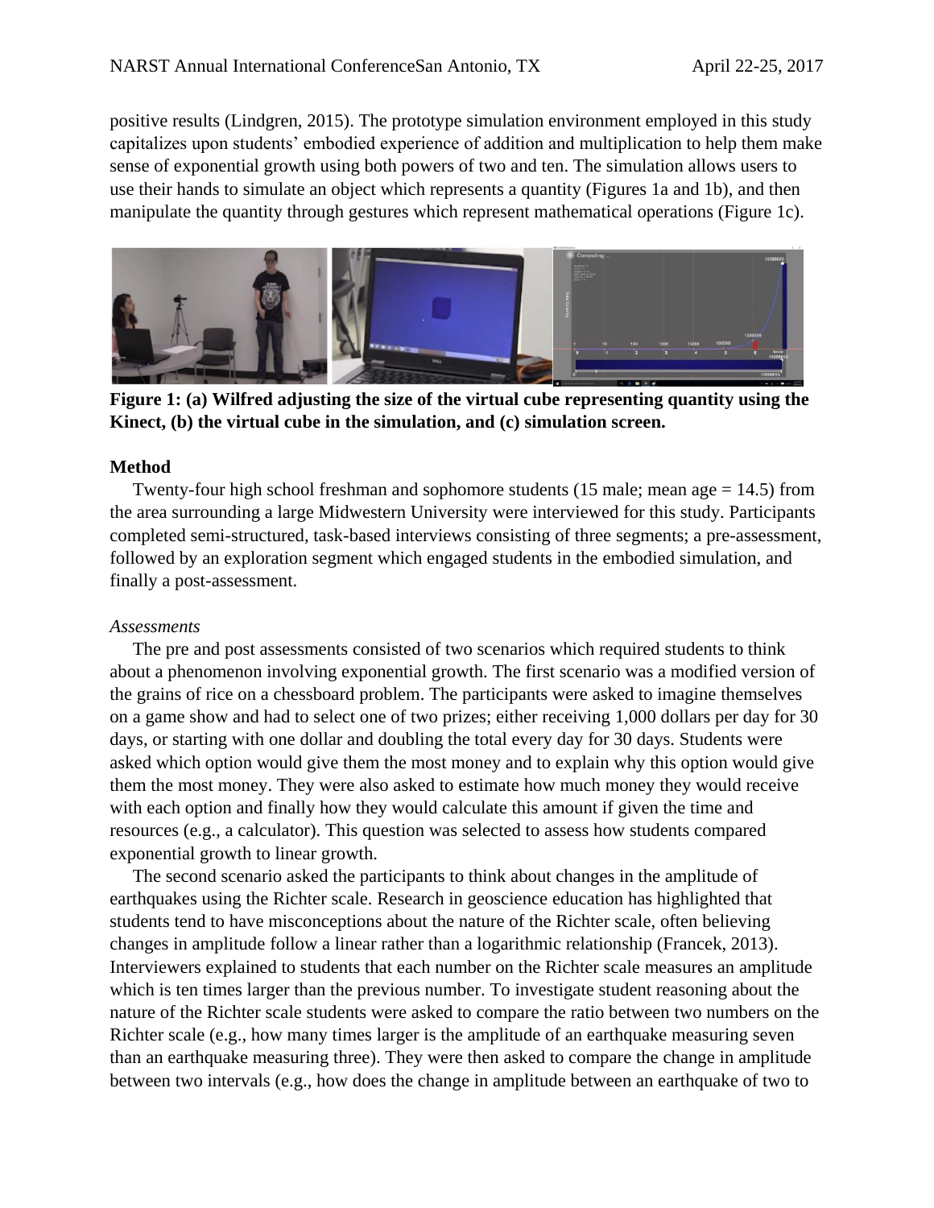positive results (Lindgren, 2015). The prototype simulation environment employed in this study capitalizes upon students' embodied experience of addition and multiplication to help them make sense of exponential growth using both powers of two and ten. The simulation allows users to use their hands to simulate an object which represents a quantity (Figures 1a and 1b), and then manipulate the quantity through gestures which represent mathematical operations (Figure 1c).

**Figure 1: (a) Wilfred adjusting the size of the virtual cube representing quantity using the Kinect, (b) the virtual cube in the simulation, and (c) simulation screen.**

### Method

Twenty-four high school freshman and sophomore students (15 male; mean age = 14.5) from the area surrounding a large Midwestern University were interviewed for this study. Participants completed semi-structured, task-based interviews consisting of three segments; a pre-assessment, followed by an exploration segment which engaged students in the embodied simulation, and finally a post-assessment.

*Assessments*

The pre and post assessments consisted of two scenarios which required students to think about a phenomenon involving exponential growth. The first scenario was a modified version of the grains of rice on a chessboard problem. The participants were asked to imagine themselves on a game show and had to select one of two prizes; either receiving 1,000 dollars per day for 30 days, or starting with one dollar and doubling the total every day for 30 days. Students were asked which option would give them the most money and to explain why this option would give them the most money. They were also asked to estimate how much money they would receive with each option and finally how they would calculate this amount if given the time and resources (e.g., a calculator). This question was selected to assess how students compared exponential growth to linear growth.

The second scenario asked the participants to think about changes in the amplitude of earthquakes using the Richter scale. Research in geoscience education has highlighted that students tend to have misconceptions about the nature of the Richter scale, often believing changes in amplitude follow a linear rather than a logarithmic relationship (Francek, 2013). Interviewers explained to students that each number on the Richter scale measures an amplitude which is ten times larger than the previous number. To investigate student reasoning about the nature of the Richter scale students were asked to compare the ratio between two numbers on the Richter scale (e.g., how many times larger is the amplitude of an earthquake measuring seven than an earthquake measuring three). They were then asked to compare the change in amplitude between two intervals (e.g., how does the change in amplitude between an earthquake of two to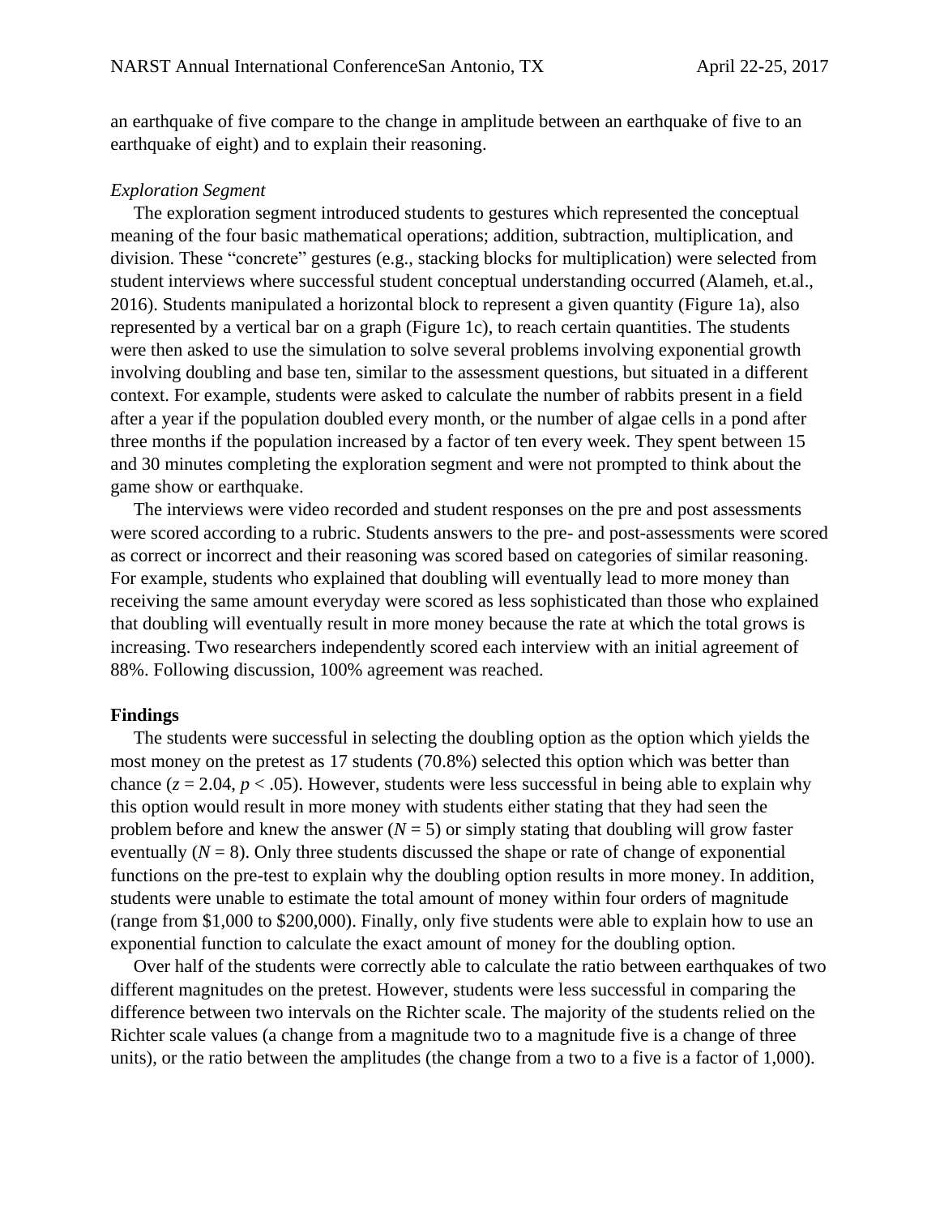an earthquake of five compare to the change in amplitude between an earthquake of five to an earthquake of eight) and to explain their reasoning.

*Exploration Segment*

The exploration segment introduced students to gestures which represented the conceptual meaning of the four basic mathematical operations; addition, subtraction, multiplication, and division. These "concrete" gestures (e.g., stacking blocks for multiplication) were selected from student interviews where successful student conceptual understanding occurred (Alameh, et.al., 2016). Students manipulated a horizontal block to represent a given quantity (Figure 1a), also represented by a vertical bar on a graph (Figure 1c), to reach certain quantities. The students were then asked to use the simulation to solve several problems involving exponential growth involving doubling and base ten, similar to the assessment questions, but situated in a different context. For example, students were asked to calculate the number of rabbits present in a field after a year if the population doubled every month, or the number of algae cells in a pond after three months if the population increased by a factor of ten every week. They spent between 15 and 30 minutes completing the exploration segment and were not prompted to think about the game show or earthquake.

The interviews were video recorded and student responses on the pre and post assessments were scored according to a rubric. Students answers to the pre- and post-assessments were scored as correct or incorrect and their reasoning was scored based on categories of similar reasoning. For example, students who explained that doubling will eventually lead to more money than receiving the same amount everyday were scored as less sophisticated than those who explained that doubling will eventually result in more money because the rate at which the total grows is increasing. Two researchers independently scored each interview with an initial agreement of 88%. Following discussion, 100% agreement was reached.

**Findings**

The students were successful in selecting the doubling option as the option which yields the most money on the pretest as 17 students (70.8%) selected this option which was better than chance ($z = 2.04$, $p < .05$). However, students were less successful in being able to explain why this option would result in more money with students either stating that they had seen the problem before and knew the answer ($N = 5$) or simply stating that doubling will grow faster eventually ($N = 8$). Only three students discussed the shape or rate of change of exponential functions on the pre-test to explain why the doubling option results in more money. In addition, students were unable to estimate the total amount of money within four orders of magnitude (range from $1,000 to $200,000). Finally, only five students were able to explain how to use an exponential function to calculate the exact amount of money for the doubling option.

Over half of the students were correctly able to calculate the ratio between earthquakes of two different magnitudes on the pretest. However, students were less successful in comparing the difference between two intervals on the Richter scale. The majority of the students relied on the Richter scale values (a change from a magnitude two to a magnitude five is a change of three units), or the ratio between the amplitudes (the change from a two to a five is a factor of 1,000).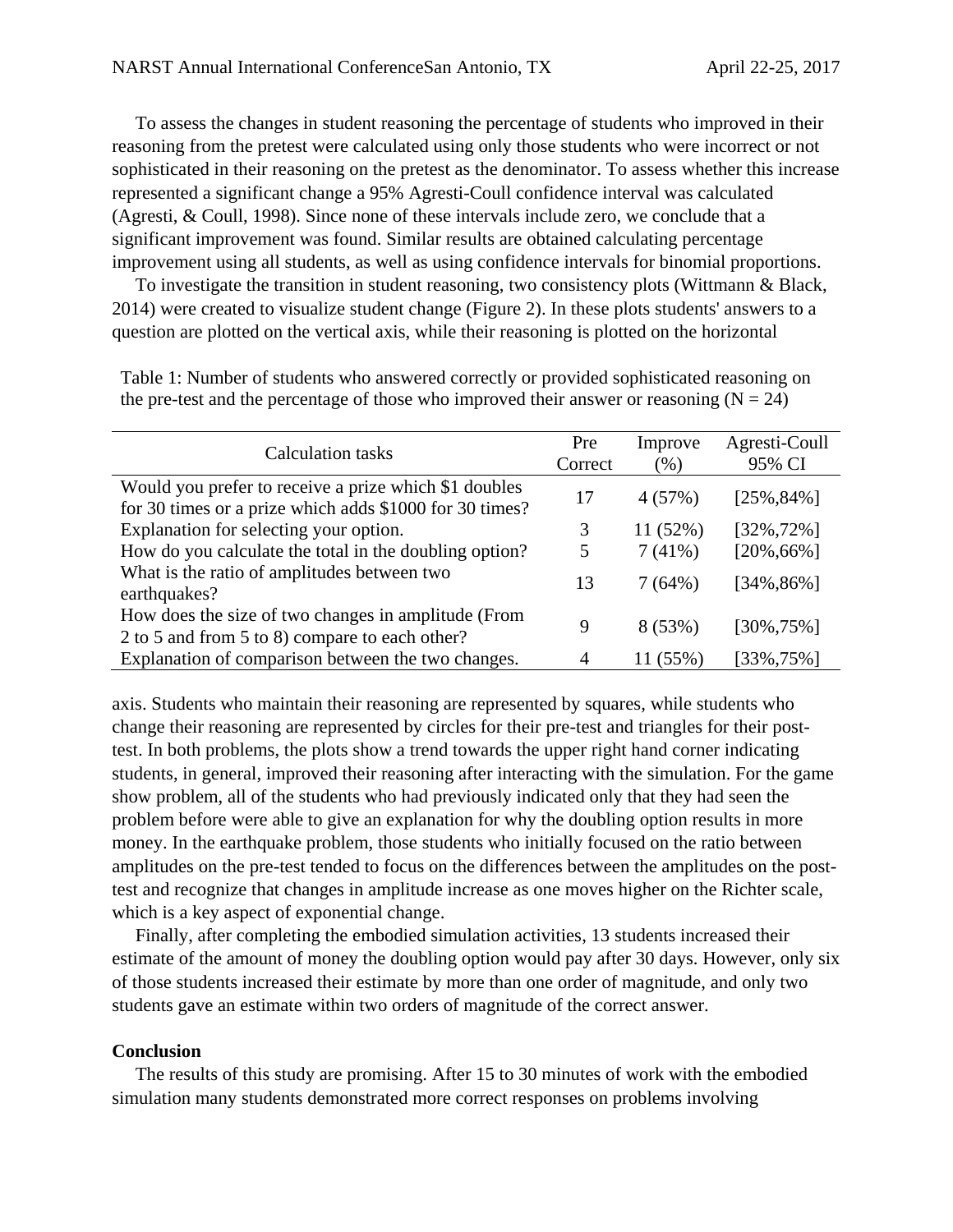To assess the changes in student reasoning the percentage of students who improved in their reasoning from the pretest were calculated using only those students who were incorrect or not sophisticated in their reasoning on the pretest as the denominator. To assess whether this increase represented a significant change a 95% Agresti-Coull confidence interval was calculated (Agresti, & Coull, 1998). Since none of these intervals include zero, we conclude that a significant improvement was found. Similar results are obtained calculating percentage improvement using all students, as well as using confidence intervals for binomial proportions.

To investigate the transition in student reasoning, two consistency plots (Wittmann & Black, 2014) were created to visualize student change (Figure 2). In these plots students' answers to a question are plotted on the vertical axis, while their reasoning is plotted on the horizontal axis. Students who maintain their reasoning are represented by squares, while students who change their reasoning are represented by circles for their pre-test and triangles for their post-test. In both problems, the plots show a trend towards the upper right hand corner indicating students, in general, improved their reasoning after interacting with the simulation. For the game show problem, all of the students who had previously indicated only that they had seen the problem before were able to give an explanation for why the doubling option results in more money. In the earthquake problem, those students who initially focused on the ratio between amplitudes on the pre-test tended to focus on the differences between the amplitudes on the post-test and recognize that changes in amplitude increase as one moves higher on the Richter scale, which is a key aspect of exponential change.

Table 1: Number of students who answered correctly or provided sophisticated reasoning on the pre-test and the percentage of those who improved their answer or reasoning (N = 24)

| Calculation tasks | Pre Correct | Improve (%) | Agresti-Coull 95% CI |
|---|---|---|---|
| Would you prefer to receive a prize which $1 doubles for 30 times or a prize which adds $1000 for 30 times? | 17 | 4 (57%) | [25%,84%] |
| Explanation for selecting your option. | 3 | 11 (52%) | [32%,72%] |
| How do you calculate the total in the doubling option? | 5 | 7 (41%) | [20%,66%] |
| What is the ratio of amplitudes between two earthquakes? | 13 | 7 (64%) | [34%,86%] |
| How does the size of two changes in amplitude (From 2 to 5 and from 5 to 8) compare to each other? | 9 | 8 (53%) | [30%,75%] |
| Explanation of comparison between the two changes. | 4 | 11 (55%) | [33%,75%] |

Finally, after completing the embodied simulation activities, 13 students increased their estimate of the amount of money the doubling option would pay after 30 days. However, only six of those students increased their estimate by more than one order of magnitude, and only two students gave an estimate within two orders of magnitude of the correct answer.

## Conclusion

The results of this study are promising. After 15 to 30 minutes of work with the embodied simulation many students demonstrated more correct responses on problems involving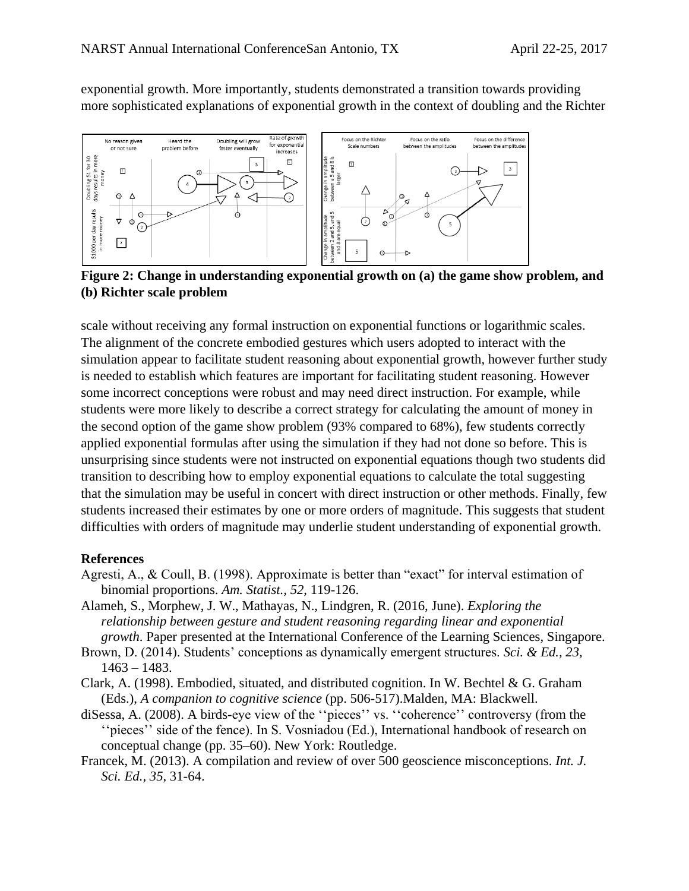exponential growth. More importantly, students demonstrated a transition towards providing more sophisticated explanations of exponential growth in the context of doubling and the Richter

No reason given or not sure

Heard the problem before

Doubling will grow faster eventually

Rate of growth for exponential increases

Doubling $1 for 30 days results in more money

$1000 per day results in more money

Focus on the Richter Scale numbers

Focus on the ratio between the amplitudes

Focus on the difference between the amplitudes

Change in amplitude between a 5 and 8 is larger

Change in amplitude between 3 and 5, and 5 and 8 are equal

**Figure 2: Change in understanding exponential growth on (a) the game show problem, and (b) Richter scale problem**

scale without receiving any formal instruction on exponential functions or logarithmic scales. The alignment of the concrete embodied gestures which users adopted to interact with the simulation appear to facilitate student reasoning about exponential growth, however further study is needed to establish which features are important for facilitating student reasoning. However some incorrect conceptions were robust and may need direct instruction. For example, while students were more likely to describe a correct strategy for calculating the amount of money in the second option of the game show problem (93% compared to 68%), few students correctly applied exponential formulas after using the simulation if they had not done so before. This is unsurprising since students were not instructed on exponential equations though two students did transition to describing how to employ exponential equations to calculate the total suggesting that the simulation may be useful in concert with direct instruction or other methods. Finally, few students increased their estimates by one or more orders of magnitude. This suggests that student difficulties with orders of magnitude may underlie student understanding of exponential growth.

### References

Agresti, A., & Coull, B. (1998). Approximate is better than "exact" for interval estimation of binomial proportions. *Am. Statist., 52*, 119-126.

Alameh, S., Morphew, J. W., Mathayas, N., Lindgren, R. (2016, June). *Exploring the relationship between gesture and student reasoning regarding linear and exponential growth*. Paper presented at the International Conference of the Learning Sciences, Singapore.

Brown, D. (2014). Students' conceptions as dynamically emergent structures. *Sci. & Ed., 23,* 1463 – 1483.

Clark, A. (1998). Embodied, situated, and distributed cognition. In W. Bechtel & G. Graham (Eds.), *A companion to cognitive science* (pp. 506-517).Malden, MA: Blackwell.

diSessa, A. (2008). A birds-eye view of the ''pieces'' vs. ''coherence'' controversy (from the ''pieces'' side of the fence). In S. Vosniadou (Ed.), International handbook of research on conceptual change (pp. 35–60). New York: Routledge.

Francek, M. (2013). A compilation and review of over 500 geoscience misconceptions. *Int. J. Sci. Ed., 35*, 31-64.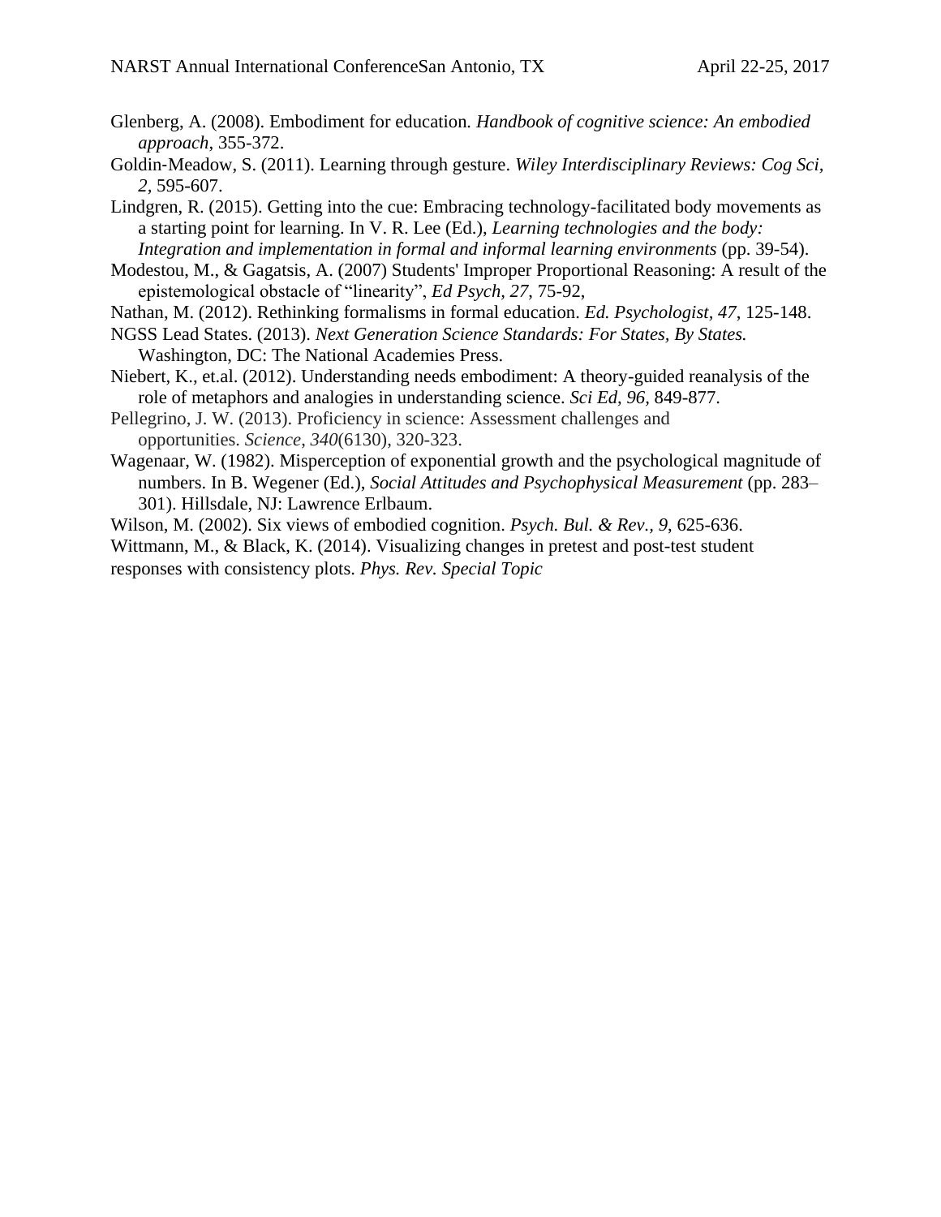Glenberg, A. (2008). Embodiment for education. *Handbook of cognitive science: An embodied approach*, 355-372.

Goldin-Meadow, S. (2011). Learning through gesture. *Wiley Interdisciplinary Reviews: Cog Sci, 2*, 595-607.

Lindgren, R. (2015). Getting into the cue: Embracing technology-facilitated body movements as a starting point for learning. In V. R. Lee (Ed.), *Learning technologies and the body: Integration and implementation in formal and informal learning environments* (pp. 39-54).

Modestou, M., & Gagatsis, A. (2007) Students' Improper Proportional Reasoning: A result of the epistemological obstacle of "linearity", *Ed Psych, 27*, 75-92,

Nathan, M. (2012). Rethinking formalisms in formal education. *Ed. Psychologist, 47*, 125-148.

NGSS Lead States. (2013). *Next Generation Science Standards: For States, By States.* Washington, DC: The National Academies Press.

Niebert, K., et.al. (2012). Understanding needs embodiment: A theory-guided reanalysis of the role of metaphors and analogies in understanding science. *Sci Ed, 96*, 849-877.

Pellegrino, J. W. (2013). Proficiency in science: Assessment challenges and opportunities. *Science*, *340*(6130), 320-323.

Wagenaar, W. (1982). Misperception of exponential growth and the psychological magnitude of numbers. In B. Wegener (Ed.), *Social Attitudes and Psychophysical Measurement* (pp. 283–301). Hillsdale, NJ: Lawrence Erlbaum.

Wilson, M. (2002). Six views of embodied cognition. *Psych. Bul. & Rev., 9*, 625-636.

Wittmann, M., & Black, K. (2014). Visualizing changes in pretest and post-test student responses with consistency plots. *Phys. Rev. Special Topic*